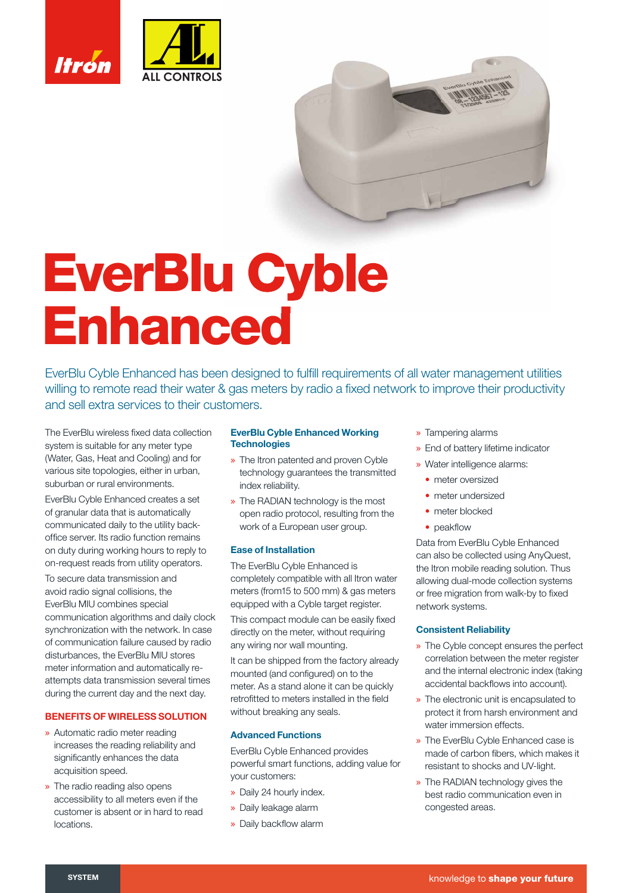# EverBlu Cyble Enhanced

EverBlu Cyble Enhanced has been designed to fulfill requirements of all water management utilities willing to remote read their water & gas meters by radio a fixed network to improve their productivity and sell extra services to their customers.

The EverBlu wireless fixed data collection system is suitable for any meter type (Water, Gas, Heat and Cooling) and for various site topologies, either in urban, suburban or rural environments.

EverBlu Cyble Enhanced creates a set of granular data that is automatically communicated daily to the utility back-office server. Its radio function remains on duty during working hours to reply to on-request reads from utility operators.

To secure data transmission and avoid radio signal collisions, the EverBlu MIU combines special communication algorithms and daily clock synchronization with the network. In case of communication failure caused by radio disturbances, the EverBlu MIU stores meter information and automatically re-attempts data transmission several times during the current day and the next day.

## BENEFITS OF WIRELESS SOLUTION

- Automatic radio meter reading increases the reading reliability and significantly enhances the data acquisition speed.
- The radio reading also opens accessibility to all meters even if the customer is absent or in hard to read locations.

### EverBlu Cyble Enhanced Working Technologies

- The Itron patented and proven Cyble technology guarantees the transmitted index reliability.
- The RADIAN technology is the most open radio protocol, resulting from the work of a European user group.

### Ease of Installation

The EverBlu Cyble Enhanced is completely compatible with all Itron water meters (from15 to 500 mm) & gas meters equipped with a Cyble target register.

This compact module can be easily fixed directly on the meter, without requiring any wiring nor wall mounting.

It can be shipped from the factory already mounted (and configured) on to the meter. As a stand alone it can be quickly retrofitted to meters installed in the field without breaking any seals.

### Advanced Functions

EverBlu Cyble Enhanced provides powerful smart functions, adding value for your customers:

- Daily 24 hourly index.
- Daily leakage alarm
- Daily backflow alarm
- Tampering alarms
- End of battery lifetime indicator
- Water intelligence alarms:
  - meter oversized
  - meter undersized
  - meter blocked
  - peakflow

Data from EverBlu Cyble Enhanced can also be collected using AnyQuest, the Itron mobile reading solution. Thus allowing dual-mode collection systems or free migration from walk-by to fixed network systems.

### Consistent Reliability

- The Cyble concept ensures the perfect correlation between the meter register and the internal electronic index (taking accidental backflows into account).
- The electronic unit is encapsulated to protect it from harsh environment and water immersion effects.
- The EverBlu Cyble Enhanced case is made of carbon fibers, which makes it resistant to shocks and UV-light.
- The RADIAN technology gives the best radio communication even in congested areas.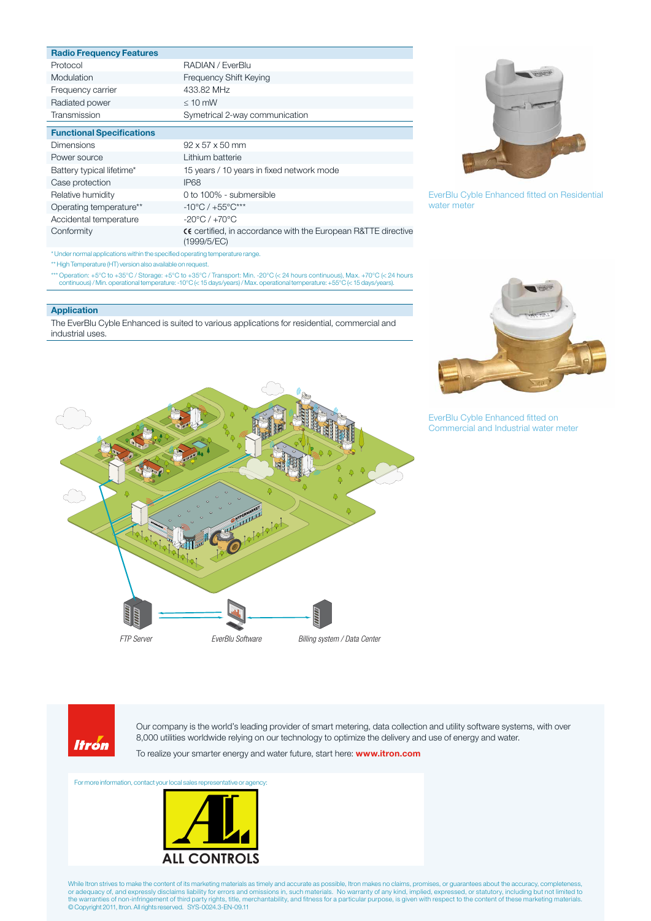| Radio Frequency Features | |
|---|---|
| Protocol | RADIAN / EverBlu |
| Modulation | Frequency Shift Keying |
| Frequency carrier | 433.82 MHz |
| Radiated power | ≤ 10 mW |
| Transmission | Symetrical 2-way communication |

| Functional Specifications | |
|---|---|
| Dimensions | 92 x 57 x 50 mm |
| Power source | Lithium batterie |
| Battery typical lifetime* | 15 years / 10 years in fixed network mode |
| Case protection | IP68 |
| Relative humidity | 0 to 100% - submersible |
| Operating temperature** | -10°C / +55°C*** |
| Accidental temperature | -20°C / +70°C |
| Conformity | CE certified, in accordance with the European R&TTE directive (1999/5/EC) |

* Under normal applications within the specified operating temperature range.

** High Temperature (HT) version also available on request.

*** Operation: +5°C to +35°C / Storage: +5°C to +35°C / Transport: Min. -20°C (< 24 hours continuous), Max. +70°C (< 24 hours continuous) / Min. operational temperature: -10°C (< 15 days/years) / Max. operational temperature: +55°C (< 15 days/years).

## Application

The EverBlu Cyble Enhanced is suited to various applications for residential, commercial and industrial uses.

EverBlu Cyble Enhanced fitted on Residential water meter

EverBlu Cyble Enhanced fitted on Commercial and Industrial water meter

FTP Server

EverBlu Software

Billing system / Data Center

Our company is the world's leading provider of smart metering, data collection and utility software systems, with over 8,000 utilities worldwide relying on our technology to optimize the delivery and use of energy and water.

To realize your smarter energy and water future, start here: **www.itron.com**

For more information, contact your local sales representative or agency:

ALL CONTROLS

While Itron strives to make the content of its marketing materials as timely and accurate as possible, Itron makes no claims, promises, or guarantees about the accuracy, completeness, or adequacy of, and expressly disclaims liability for errors and omissions in, such materials. No warranty of any kind, implied, expressed, or statutory, including but not limited to the warranties of non-infringement of third party rights, title, merchantability, and fitness for a particular purpose, is given with respect to the content of these marketing materials. © Copyright 2011, Itron. All rights reserved. SYS-0024.3-EN-09.11